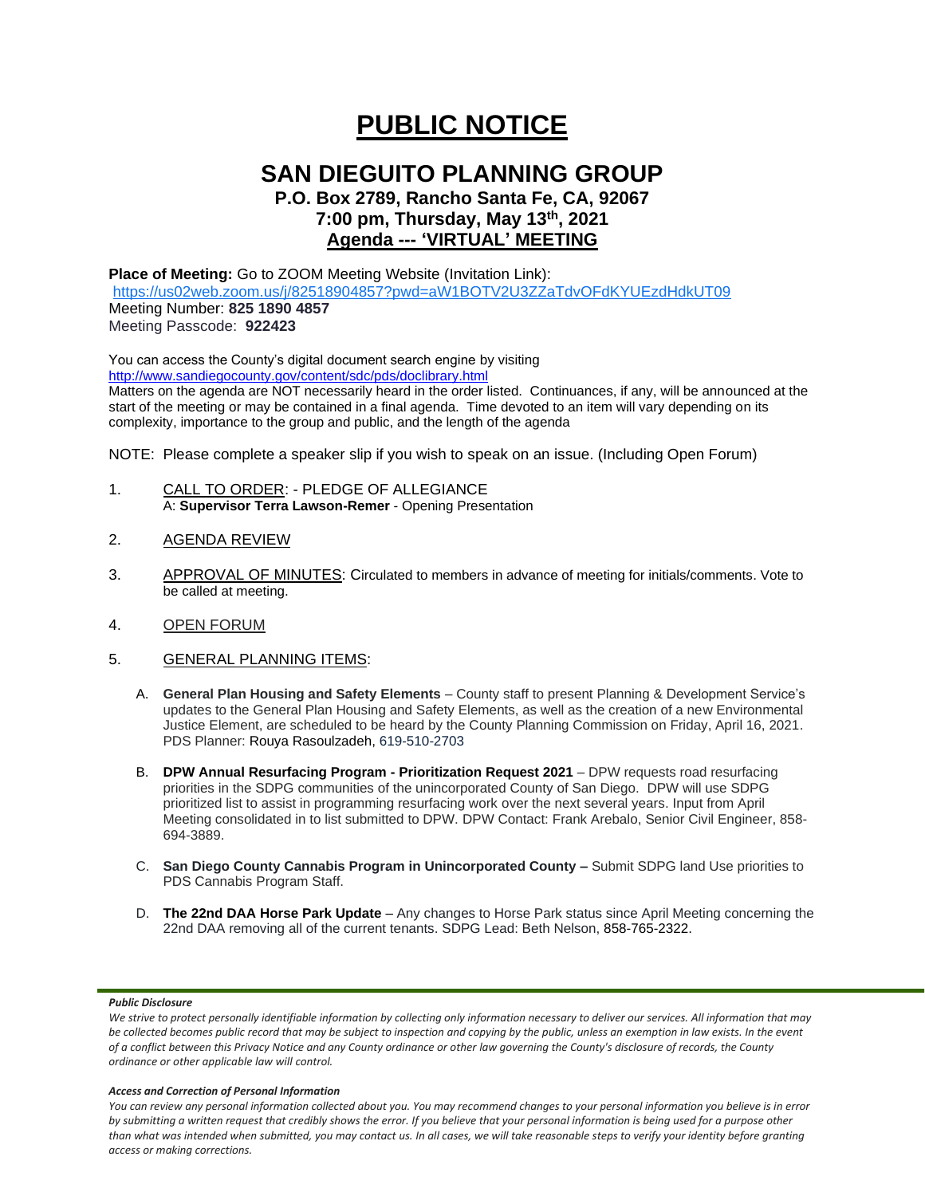# PUBLIC NOTICE

## SAN DIEGUITO PLANNING GROUP

### P.O. Box 2789, Rancho Santa Fe, CA, 92067
### 7:00 pm, Thursday, May 13th, 2021
### Agenda --- 'VIRTUAL' MEETING

**Place of Meeting:** Go to ZOOM Meeting Website (Invitation Link):
https://us02web.zoom.us/j/82518904857?pwd=aW1BOTV2U3ZZaTdvOFdKYUEzdHdkUT09
Meeting Number: **825 1890 4857**
Meeting Passcode: **922423**

You can access the County's digital document search engine by visiting
http://www.sandiegocounty.gov/content/sdc/pds/doclibrary.html
Matters on the agenda are NOT necessarily heard in the order listed. Continuances, if any, will be announced at the start of the meeting or may be contained in a final agenda. Time devoted to an item will vary depending on its complexity, importance to the group and public, and the length of the agenda

NOTE: Please complete a speaker slip if you wish to speak on an issue. (Including Open Forum)

1. CALL TO ORDER: - PLEDGE OF ALLEGIANCE
   A: **Supervisor Terra Lawson-Remer** - Opening Presentation

2. AGENDA REVIEW

3. APPROVAL OF MINUTES: Circulated to members in advance of meeting for initials/comments. Vote to be called at meeting.

4. OPEN FORUM

5. GENERAL PLANNING ITEMS:

   A. **General Plan Housing and Safety Elements** – County staff to present Planning & Development Service's updates to the General Plan Housing and Safety Elements, as well as the creation of a new Environmental Justice Element, are scheduled to be heard by the County Planning Commission on Friday, April 16, 2021. PDS Planner: Rouya Rasoulzadeh, 619-510-2703

   B. **DPW Annual Resurfacing Program - Prioritization Request 2021** – DPW requests road resurfacing priorities in the SDPG communities of the unincorporated County of San Diego. DPW will use SDPG prioritized list to assist in programming resurfacing work over the next several years. Input from April Meeting consolidated in to list submitted to DPW. DPW Contact: Frank Arebalo, Senior Civil Engineer, 858-694-3889.

   C. **San Diego County Cannabis Program in Unincorporated County –** Submit SDPG land Use priorities to PDS Cannabis Program Staff.

   D. **The 22nd DAA Horse Park Update** – Any changes to Horse Park status since April Meeting concerning the 22nd DAA removing all of the current tenants. SDPG Lead: Beth Nelson, 858-765-2322.

***Public Disclosure***

*We strive to protect personally identifiable information by collecting only information necessary to deliver our services. All information that may be collected becomes public record that may be subject to inspection and copying by the public, unless an exemption in law exists. In the event of a conflict between this Privacy Notice and any County ordinance or other law governing the County's disclosure of records, the County ordinance or other applicable law will control.*

***Access and Correction of Personal Information***

*You can review any personal information collected about you. You may recommend changes to your personal information you believe is in error by submitting a written request that credibly shows the error. If you believe that your personal information is being used for a purpose other than what was intended when submitted, you may contact us. In all cases, we will take reasonable steps to verify your identity before granting access or making corrections.*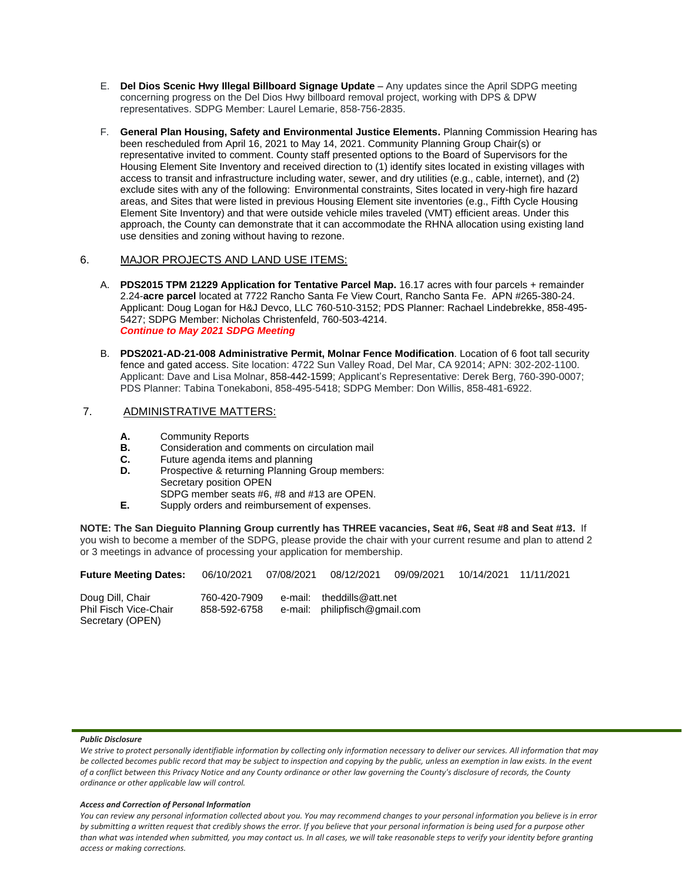E. **Del Dios Scenic Hwy Illegal Billboard Signage Update** – Any updates since the April SDPG meeting concerning progress on the Del Dios Hwy billboard removal project, working with DPS & DPW representatives. SDPG Member: Laurel Lemarie, 858-756-2835.

F. **General Plan Housing, Safety and Environmental Justice Elements.** Planning Commission Hearing has been rescheduled from April 16, 2021 to May 14, 2021. Community Planning Group Chair(s) or representative invited to comment. County staff presented options to the Board of Supervisors for the Housing Element Site Inventory and received direction to (1) identify sites located in existing villages with access to transit and infrastructure including water, sewer, and dry utilities (e.g., cable, internet), and (2) exclude sites with any of the following: Environmental constraints, Sites located in very-high fire hazard areas, and Sites that were listed in previous Housing Element site inventories (e.g., Fifth Cycle Housing Element Site Inventory) and that were outside vehicle miles traveled (VMT) efficient areas. Under this approach, the County can demonstrate that it can accommodate the RHNA allocation using existing land use densities and zoning without having to rezone.

6. MAJOR PROJECTS AND LAND USE ITEMS:

A. **PDS2015 TPM 21229 Application for Tentative Parcel Map.** 16.17 acres with four parcels + remainder 2.24-**acre parcel** located at 7722 Rancho Santa Fe View Court, Rancho Santa Fe. APN #265-380-24. Applicant: Doug Logan for H&J Devco, LLC 760-510-3152; PDS Planner: Rachael Lindebrekke, 858-495-5427; SDPG Member: Nicholas Christenfeld, 760-503-4214.
***Continue to May 2021 SDPG Meeting***

B. **PDS2021-AD-21-008 Administrative Permit, Molnar Fence Modification**. Location of 6 foot tall security fence and gated access. Site location: 4722 Sun Valley Road, Del Mar, CA 92014; APN: 302-202-1100. Applicant: Dave and Lisa Molnar, 858-442-1599; Applicant's Representative: Derek Berg, 760-390-0007; PDS Planner: Tabina Tonekaboni, 858-495-5418; SDPG Member: Don Willis, 858-481-6922.

7. ADMINISTRATIVE MATTERS:

**A.** Community Reports
**B.** Consideration and comments on circulation mail
**C.** Future agenda items and planning
**D.** Prospective & returning Planning Group members:
Secretary position OPEN
SDPG member seats #6, #8 and #13 are OPEN.
**E.** Supply orders and reimbursement of expenses.

**NOTE: The San Dieguito Planning Group currently has THREE vacancies, Seat #6, Seat #8 and Seat #13.** If you wish to become a member of the SDPG, please provide the chair with your current resume and plan to attend 2 or 3 meetings in advance of processing your application for membership.

**Future Meeting Dates:** 06/10/2021 07/08/2021 08/12/2021 09/09/2021 10/14/2021 11/11/2021

| | | |
|---|---|---|
| Doug Dill, Chair | 760-420-7909 | e-mail: theddills@att.net |
| Phil Fisch Vice-Chair | 858-592-6758 | e-mail: philipfisch@gmail.com |
| Secretary (OPEN) | | |

***Public Disclosure***

*We strive to protect personally identifiable information by collecting only information necessary to deliver our services. All information that may be collected becomes public record that may be subject to inspection and copying by the public, unless an exemption in law exists. In the event of a conflict between this Privacy Notice and any County ordinance or other law governing the County's disclosure of records, the County ordinance or other applicable law will control.*

***Access and Correction of Personal Information***

*You can review any personal information collected about you. You may recommend changes to your personal information you believe is in error by submitting a written request that credibly shows the error. If you believe that your personal information is being used for a purpose other than what was intended when submitted, you may contact us. In all cases, we will take reasonable steps to verify your identity before granting access or making corrections.*